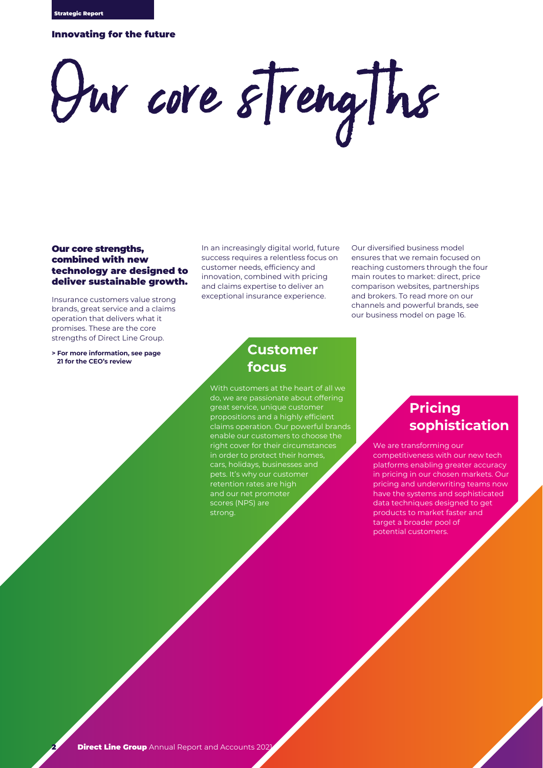## Innovating for the future

# Our core strengths

**Our core strengths, combined with new technology are designed to deliver sustainable growth.**

Insurance customers value strong brands, great service and a claims operation that delivers what it promises. These are the core strengths of Direct Line Group.

**> For more information, see page 21 for the CEO's review**

In an increasingly digital world, future success requires a relentless focus on customer needs, efficiency and innovation, combined with pricing and claims expertise to deliver an exceptional insurance experience.

Our diversified business model ensures that we remain focused on reaching customers through the four main routes to market: direct, price comparison websites, partnerships and brokers. To read more on our channels and powerful brands, see our business model on page 16.

## Customer focus

With customers at the heart of all we do, we are passionate about offering great service, unique customer propositions and a highly efficient claims operation. Our powerful brands enable our customers to choose the right cover for their circumstances in order to protect their homes, cars, holidays, businesses and pets. It's why our customer retention rates are high and our net promoter scores (NPS) are strong.

## Pricing sophistication

We are transforming our competitiveness with our new tech platforms enabling greater accuracy in pricing in our chosen markets. Our pricing and underwriting teams now have the systems and sophisticated data techniques designed to get products to market faster and target a broader pool of potential customers.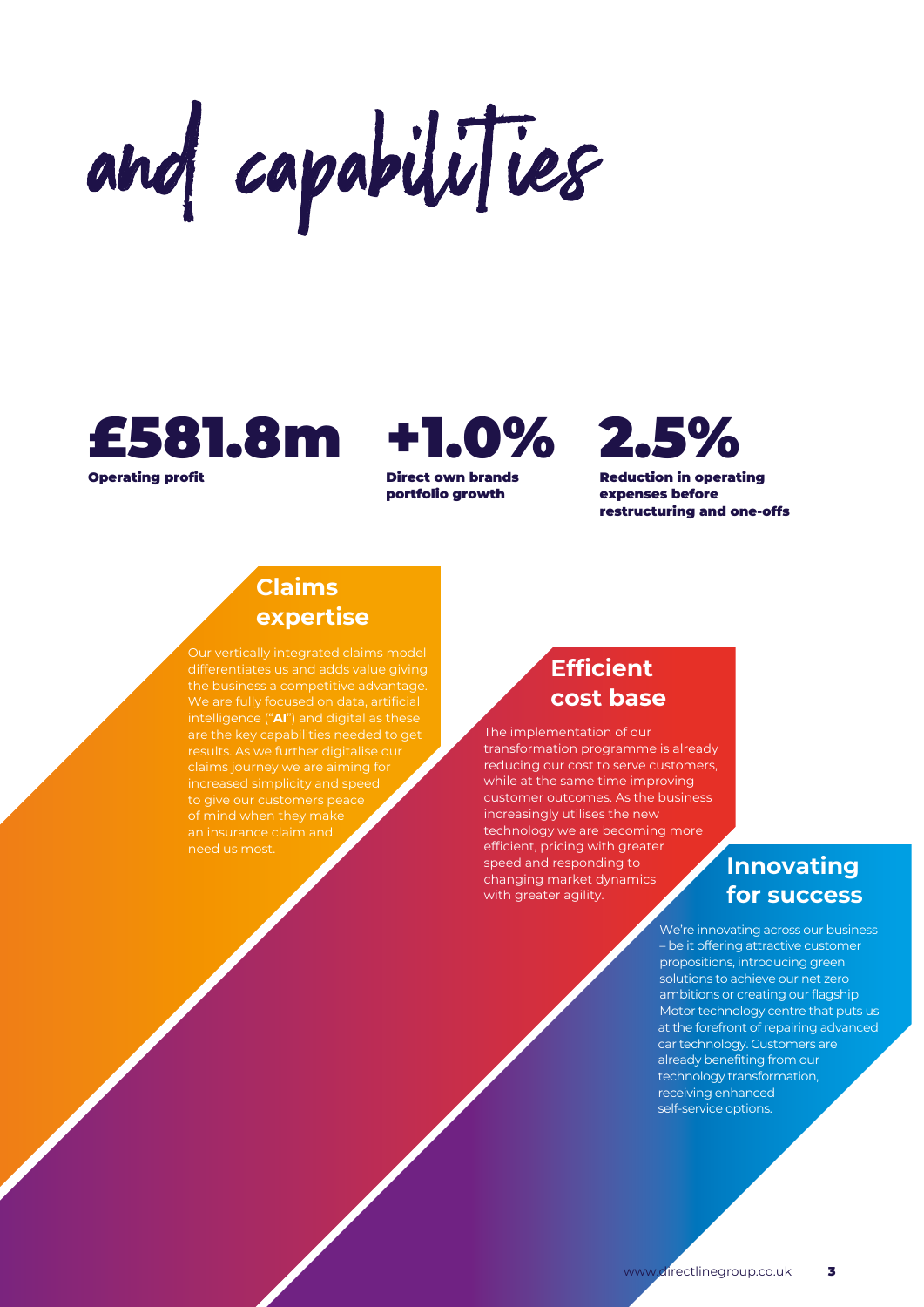# and capabilities

**£581.8m**
**Operating profit**

**+1.0%**
**Direct own brands portfolio growth**

**2.5%**
**Reduction in operating expenses before restructuring and one-offs**

## Claims expertise

Our vertically integrated claims model differentiates us and adds value giving the business a competitive advantage. We are fully focused on data, artificial intelligence ("**AI**") and digital as these are the key capabilities needed to get results. As we further digitalise our claims journey we are aiming for increased simplicity and speed to give our customers peace of mind when they make an insurance claim and need us most.

## Efficient cost base

The implementation of our transformation programme is already reducing our cost to serve customers, while at the same time improving customer outcomes. As the business increasingly utilises the new technology we are becoming more efficient, pricing with greater speed and responding to changing market dynamics with greater agility.

## Innovating for success

We're innovating across our business – be it offering attractive customer propositions, introducing green solutions to achieve our net zero ambitions or creating our flagship Motor technology centre that puts us at the forefront of repairing advanced car technology. Customers are already benefiting from our technology transformation, receiving enhanced self-service options.